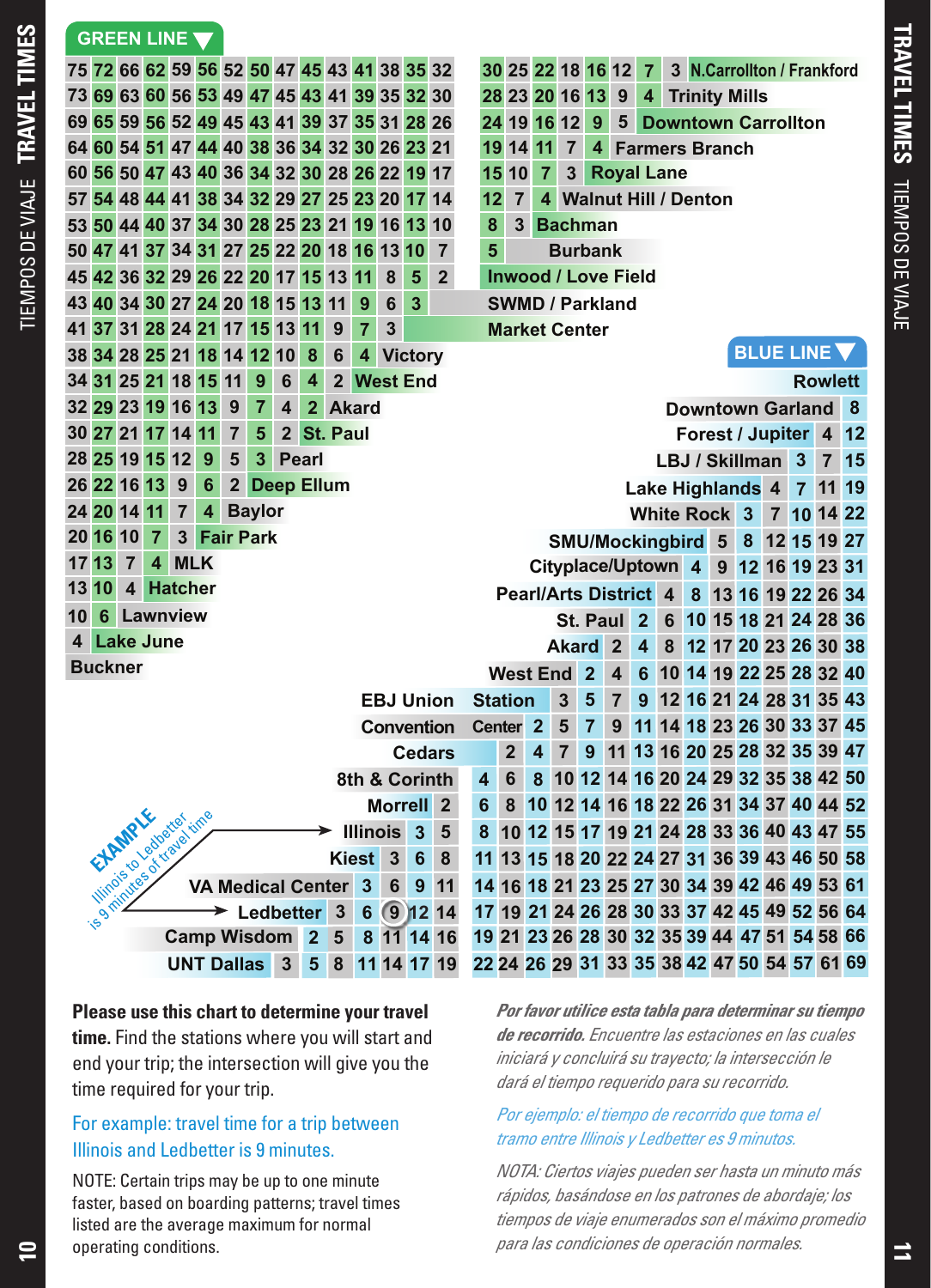# TRAVEL TIMES / TIEMPOS DE VIAJE

## GREEN LINE

| Station | Buckner | Lake June | Lawnview | Hatcher | MLK | Fair Park | Baylor | Deep Ellum | Pearl | St. Paul | Akard | West End | Victory | Market Center | SWMD / Parkland | Inwood / Love Field | Burbank | Bachman | Walnut Hill / Denton | Royal Lane | Farmers Branch | Downtown Carrollton | Trinity Mills |
|---|---|---|---|---|---|---|---|---|---|---|---|---|---|---|---|---|---|---|---|---|---|---|---|
| N.Carrollton / Frankford | 75 | 72 | 66 | 62 | 59 | 56 | 52 | 50 | 47 | 45 | 43 | 41 | 38 | 35 | 32 | 30 | 25 | 22 | 18 | 16 | 12 | 7 | 3 |
| Trinity Mills | 73 | 69 | 63 | 60 | 56 | 53 | 49 | 47 | 45 | 43 | 41 | 39 | 35 | 32 | 30 | 28 | 23 | 20 | 16 | 13 | 9 | 4 | |
| Downtown Carrollton | 69 | 65 | 59 | 56 | 52 | 49 | 45 | 43 | 41 | 39 | 37 | 35 | 31 | 28 | 26 | 24 | 19 | 16 | 12 | 9 | 5 | | |
| Farmers Branch | 64 | 60 | 54 | 51 | 47 | 44 | 40 | 38 | 36 | 34 | 32 | 30 | 26 | 23 | 21 | 19 | 14 | 11 | 7 | 4 | | | |
| Royal Lane | 60 | 56 | 50 | 47 | 43 | 40 | 36 | 34 | 32 | 30 | 28 | 26 | 22 | 19 | 17 | 15 | 10 | 7 | 3 | | | | |
| Walnut Hill / Denton | 57 | 54 | 48 | 44 | 41 | 38 | 34 | 32 | 29 | 27 | 25 | 23 | 20 | 17 | 14 | 12 | 7 | 4 | | | | | |
| Bachman | 53 | 50 | 44 | 40 | 37 | 34 | 30 | 28 | 25 | 23 | 21 | 19 | 16 | 13 | 10 | 8 | 3 | | | | | | |
| Burbank | 50 | 47 | 41 | 37 | 34 | 31 | 27 | 25 | 22 | 20 | 18 | 16 | 13 | 10 | 7 | 5 | | | | | | | |
| Inwood / Love Field | 45 | 42 | 36 | 32 | 29 | 26 | 22 | 20 | 17 | 15 | 13 | 11 | 8 | 5 | 2 | | | | | | | | |
| SWMD / Parkland | 43 | 40 | 34 | 30 | 27 | 24 | 20 | 18 | 15 | 13 | 11 | 9 | 6 | 3 | | | | | | | | | |
| Market Center | 41 | 37 | 31 | 28 | 24 | 21 | 17 | 15 | 13 | 11 | 9 | 7 | 3 | | | | | | | | | | |
| Victory | 38 | 34 | 28 | 25 | 21 | 18 | 14 | 12 | 10 | 8 | 6 | 4 | | | | | | | | | | | |
| West End | 34 | 31 | 25 | 21 | 18 | 15 | 11 | 9 | 6 | 4 | 2 | | | | | | | | | | | | |
| Akard | 32 | 29 | 23 | 19 | 16 | 13 | 9 | 7 | 4 | 2 | | | | | | | | | | | | | |
| St. Paul | 30 | 27 | 21 | 17 | 14 | 11 | 7 | 5 | 2 | | | | | | | | | | | | | | |
| Pearl | 28 | 25 | 19 | 15 | 12 | 9 | 5 | 3 | | | | | | | | | | | | | | | |
| Deep Ellum | 26 | 22 | 16 | 13 | 9 | 6 | 2 | | | | | | | | | | | | | | | | |
| Baylor | 24 | 20 | 14 | 11 | 7 | 4 | | | | | | | | | | | | | | | | | |
| Fair Park | 20 | 16 | 10 | 7 | 3 | | | | | | | | | | | | | | | | | | |
| MLK | 17 | 13 | 7 | 4 | | | | | | | | | | | | | | | | | | | |
| Hatcher | 13 | 10 | 4 | | | | | | | | | | | | | | | | | | | | |
| Lawnview | 10 | 6 | | | | | | | | | | | | | | | | | | | | | |
| Lake June | 4 | | | | | | | | | | | | | | | | | | | | | | |
| Buckner | | | | | | | | | | | | | | | | | | | | | | | |

## BLUE LINE

| Station | Rowlett | Downtown Garland | Forest / Jupiter | LBJ / Skillman | Lake Highlands | White Rock | SMU/Mockingbird | Cityplace/Uptown | Pearl/Arts District | St. Paul | Akard | West End | EBJ Union Station | Convention Center | Cedars | 8th & Corinth | Morrell | Illinois | Kiest | VA Medical Center | Ledbetter | Camp Wisdom |
|---|---|---|---|---|---|---|---|---|---|---|---|---|---|---|---|---|---|---|---|---|---|---|
| Rowlett | | | | | | | | | | | | | | | | | | | | | | |
| Downtown Garland | 8 | | | | | | | | | | | | | | | | | | | | | |
| Forest / Jupiter | 12 | 4 | | | | | | | | | | | | | | | | | | | | |
| LBJ / Skillman | 15 | 7 | 3 | | | | | | | | | | | | | | | | | | | |
| Lake Highlands | 19 | 11 | 7 | 4 | | | | | | | | | | | | | | | | | | |
| White Rock | 22 | 14 | 10 | 7 | 3 | | | | | | | | | | | | | | | | | |
| SMU/Mockingbird | 27 | 19 | 15 | 12 | 8 | 5 | | | | | | | | | | | | | | | | |
| Cityplace/Uptown | 31 | 23 | 19 | 16 | 12 | 9 | 4 | | | | | | | | | | | | | | | |
| Pearl/Arts District | 34 | 26 | 22 | 19 | 16 | 13 | 8 | 4 | | | | | | | | | | | | | | |
| St. Paul | 36 | 28 | 24 | 21 | 18 | 15 | 10 | 6 | 2 | | | | | | | | | | | | | |
| Akard | 38 | 30 | 26 | 23 | 20 | 17 | 12 | 8 | 4 | 2 | | | | | | | | | | | | |
| West End | 40 | 32 | 28 | 25 | 22 | 19 | 14 | 10 | 6 | 4 | 2 | | | | | | | | | | | |
| EBJ Union Station | 43 | 35 | 31 | 28 | 24 | 21 | 16 | 12 | 9 | 7 | 5 | 3 | | | | | | | | | | |
| Convention Center | 45 | 37 | 33 | 30 | 26 | 23 | 18 | 14 | 11 | 9 | 7 | 5 | 2 | | | | | | | | | |
| Cedars | 47 | 39 | 35 | 32 | 28 | 25 | 20 | 16 | 13 | 11 | 9 | 7 | 4 | 2 | | | | | | | | |
| 8th & Corinth | 50 | 42 | 38 | 35 | 32 | 29 | 24 | 20 | 16 | 14 | 12 | 10 | 8 | 6 | 4 | | | | | | | |
| Morrell | 52 | 44 | 40 | 37 | 34 | 31 | 26 | 22 | 18 | 16 | 14 | 12 | 10 | 8 | 6 | 2 | | | | | | |
| Illinois | 55 | 47 | 43 | 40 | 36 | 33 | 28 | 24 | 21 | 19 | 17 | 15 | 12 | 10 | 8 | 5 | 3 | | | | | |
| Kiest | 58 | 50 | 46 | 43 | 39 | 36 | 31 | 27 | 24 | 22 | 20 | 18 | 15 | 13 | 11 | 8 | 6 | 3 | | | | |
| VA Medical Center | 61 | 53 | 49 | 46 | 42 | 39 | 34 | 30 | 27 | 25 | 23 | 21 | 18 | 16 | 14 | 11 | 9 | 6 | 3 | | | |
| Ledbetter | 64 | 56 | 52 | 49 | 45 | 42 | 37 | 33 | 30 | 28 | 26 | 24 | 21 | 19 | 17 | 14 | 12 | 9 | 6 | 3 | | |
| Camp Wisdom | 66 | 58 | 54 | 51 | 47 | 44 | 39 | 35 | 32 | 30 | 28 | 26 | 23 | 21 | 19 | 16 | 14 | 11 | 8 | 5 | 2 | |
| UNT Dallas | 69 | 61 | 57 | 54 | 50 | 47 | 42 | 38 | 35 | 33 | 31 | 29 | 26 | 24 | 22 | 19 | 17 | 14 | 11 | 8 | 5 | 3 |

**EXAMPLE** Illinois to Ledbetter is 9 minutes of travel time

**Please use this chart to determine your travel time.** Find the stations where you will start and end your trip; the intersection will give you the time required for your trip.

For example: travel time for a trip between Illinois and Ledbetter is 9 minutes.

NOTE: Certain trips may be up to one minute faster, based on boarding patterns; travel times listed are the average maximum for normal operating conditions.

***Por favor utilice esta tabla para determinar su tiempo de recorrido.*** *Encuentre las estaciones en las cuales iniciará y concluirá su trayecto; la intersección le dará el tiempo requerido para su recorrido.*

*Por ejemplo: el tiempo de recorrido que toma el tramo entre Illinois y Ledbetter es 9 minutos.*

*NOTA: Ciertos viajes pueden ser hasta un minuto más rápidos, basándose en los patrones de abordaje; los tiempos de viaje enumerados son el máximo promedio para las condiciones de operación normales.*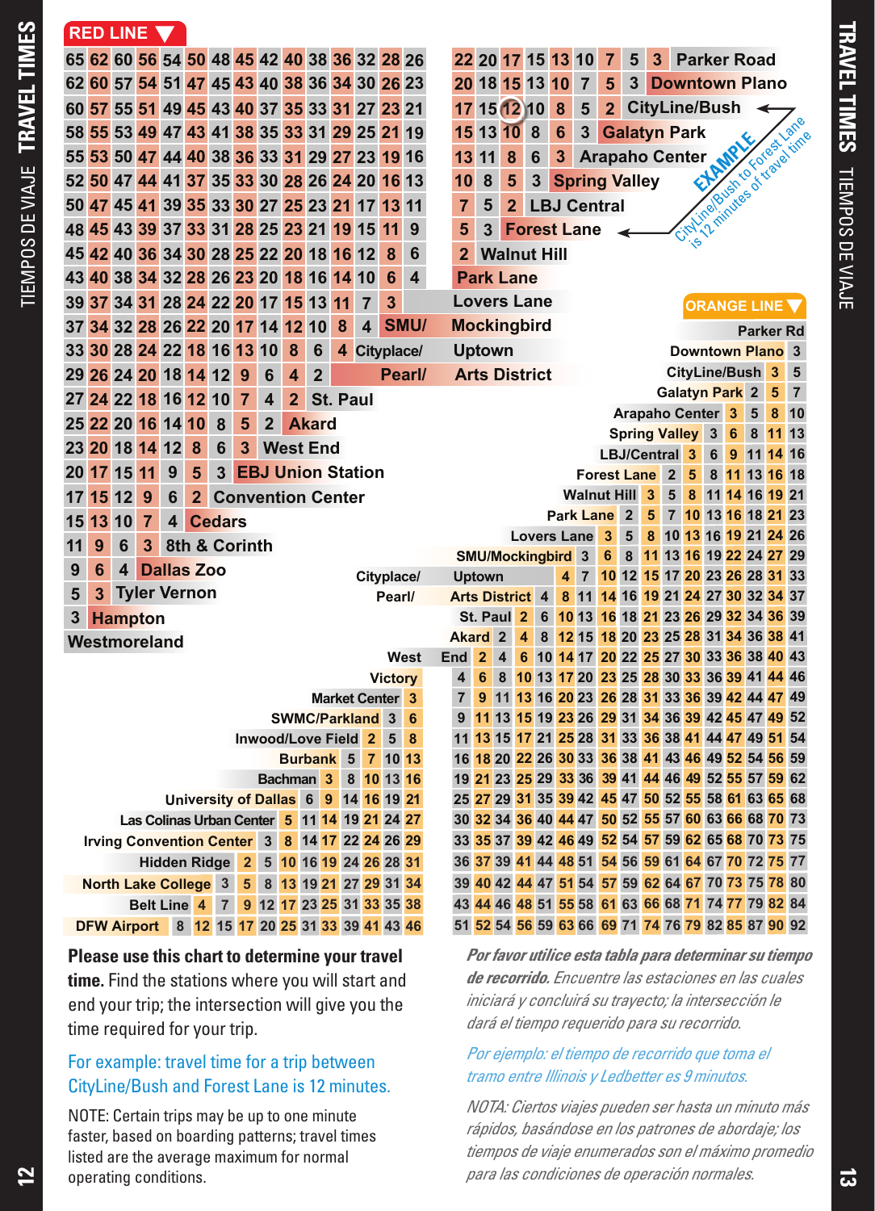# TRAVEL TIMES / TIEMPOS DE VIAJE

## RED LINE

| Station | Travel times (minutes), left to right as printed |
|---|---|
| Parker Road | 65 62 60 56 54 50 48 45 42 40 38 36 32 28 26 22 20 17 15 13 10 7 5 3 |
| Downtown Plano | 62 60 57 54 51 47 45 43 40 38 36 34 30 26 23 20 18 15 13 10 7 5 3 |
| CityLine/Bush | 60 57 55 51 49 45 43 40 37 35 33 31 27 23 21 17 15 12 10 8 5 2 |
| Galatyn Park | 58 55 53 49 47 43 41 38 35 33 31 29 25 21 19 15 13 10 8 6 3 |
| Arapaho Center | 55 53 50 47 44 40 38 36 33 31 29 27 23 19 16 13 11 8 6 3 |
| Spring Valley | 52 50 47 44 41 37 35 33 30 28 26 24 20 16 13 10 8 5 3 |
| LBJ Central | 50 47 45 41 39 35 33 30 27 25 23 21 17 13 11 7 5 2 |
| Forest Lane | 48 45 43 39 37 33 31 28 25 23 21 19 15 11 9 5 3 |
| Walnut Hill | 45 42 40 36 34 30 28 25 22 20 18 16 12 8 6 2 |
| Park Lane | 43 40 38 34 32 28 26 23 20 18 16 14 10 6 4 |
| Lovers Lane | 39 37 34 31 28 24 22 20 17 15 13 11 7 3 |
| SMU/Mockingbird | 37 34 32 28 26 22 20 17 14 12 10 8 4 |
| Cityplace/Uptown | 33 30 28 24 22 18 16 13 10 8 6 4 |
| Pearl/Arts District | 29 26 24 20 18 14 12 9 6 4 2 |
| St. Paul | 27 24 22 18 16 12 10 7 4 2 |
| Akard | 25 22 20 16 14 10 8 5 2 |
| West End | 23 20 18 14 12 8 6 3 |
| EBJ Union Station | 20 17 15 11 9 5 3 |
| Convention Center | 17 15 12 9 6 2 |
| Cedars | 15 13 10 7 4 |
| 8th & Corinth | 11 9 6 3 |
| Dallas Zoo | 9 6 4 |
| Tyler Vernon | 5 3 |
| Hampton | 3 |
| Westmoreland | |

EXAMPLE: CityLine/Bush to Forest Lane is 12 minutes of travel time

## ORANGE LINE

| Station | Travel times (minutes), left to right as printed |
|---|---|
| Parker Rd | |
| Downtown Plano | 3 |
| CityLine/Bush | 3 5 |
| Galatyn Park | 2 5 7 |
| Arapaho Center | 3 5 8 10 |
| Spring Valley | 3 6 8 11 13 |
| LBJ/Central | 3 6 9 11 14 16 |
| Forest Lane | 2 5 8 11 13 16 18 |
| Walnut Hill | 3 5 8 11 14 16 19 21 |
| Park Lane | 2 5 7 10 13 16 18 21 23 |
| Lovers Lane | 3 5 8 10 13 16 19 21 24 26 |
| SMU/Mockingbird | 3 6 8 11 13 16 19 22 24 27 29 |
| Cityplace/Uptown | 4 7 10 12 15 17 20 23 26 28 31 33 |
| Pearl/Arts District | 4 8 11 14 16 19 21 24 27 30 32 34 37 |
| St. Paul | 2 6 10 13 16 18 21 23 26 29 32 34 36 39 |
| Akard | 2 4 8 12 15 18 20 23 25 28 31 34 36 38 41 |
| West End | 2 4 6 10 14 17 20 22 25 27 30 33 36 38 40 43 |
| Victory | 4 6 8 10 13 17 20 23 25 28 30 33 36 39 41 44 46 |
| Market Center | 3 7 9 11 13 16 20 23 26 28 31 33 36 39 42 44 47 49 |
| SWMC/Parkland | 3 6 9 11 13 15 19 23 26 29 31 34 36 39 42 45 47 49 52 |
| Inwood/Love Field | 2 5 8 11 13 15 17 21 25 28 31 33 36 38 41 44 47 49 51 54 |
| Burbank | 5 7 10 13 16 18 20 22 26 30 33 36 38 41 43 46 49 52 54 56 59 |
| Bachman | 3 8 10 13 16 19 21 23 25 29 33 36 39 41 44 46 49 52 55 57 59 62 |
| University of Dallas | 6 9 14 16 19 21 25 27 29 31 35 39 42 45 47 50 52 55 58 61 63 65 68 |
| Las Colinas Urban Center | 5 11 14 19 21 24 27 30 32 34 36 40 44 47 50 52 55 57 60 63 66 68 70 73 |
| Irving Convention Center | 3 8 14 17 22 24 26 29 33 35 37 39 42 46 49 52 54 57 59 62 65 68 70 73 75 |
| Hidden Ridge | 2 5 10 16 19 24 26 28 31 36 37 39 41 44 48 51 54 56 59 61 64 67 70 72 75 77 |
| North Lake College | 3 5 8 13 19 21 27 29 31 34 39 40 42 44 47 51 54 57 59 62 64 67 70 73 75 78 80 |
| Belt Line | 4 7 9 12 17 23 25 31 33 35 38 43 44 46 48 51 55 58 61 63 66 68 71 74 77 79 82 84 |
| DFW Airport | 8 12 15 17 20 25 31 33 39 41 43 46 51 52 54 56 59 63 66 69 71 74 76 79 82 85 87 90 92 |

**Please use this chart to determine your travel time.** Find the stations where you will start and end your trip; the intersection will give you the time required for your trip.

For example: travel time for a trip between CityLine/Bush and Forest Lane is 12 minutes.

NOTE: Certain trips may be up to one minute faster, based on boarding patterns; travel times listed are the average maximum for normal operating conditions.

***Por favor utilice esta tabla para determinar su tiempo de recorrido.*** *Encuentre las estaciones en las cuales iniciará y concluirá su trayecto; la intersección le dará el tiempo requerido para su recorrido.*

*Por ejemplo: el tiempo de recorrido que toma el tramo entre Illinois y Ledbetter es 9 minutos.*

*NOTA: Ciertos viajes pueden ser hasta un minuto más rápidos, basándose en los patrones de abordaje; los tiempos de viaje enumerados son el máximo promedio para las condiciones de operación normales.*